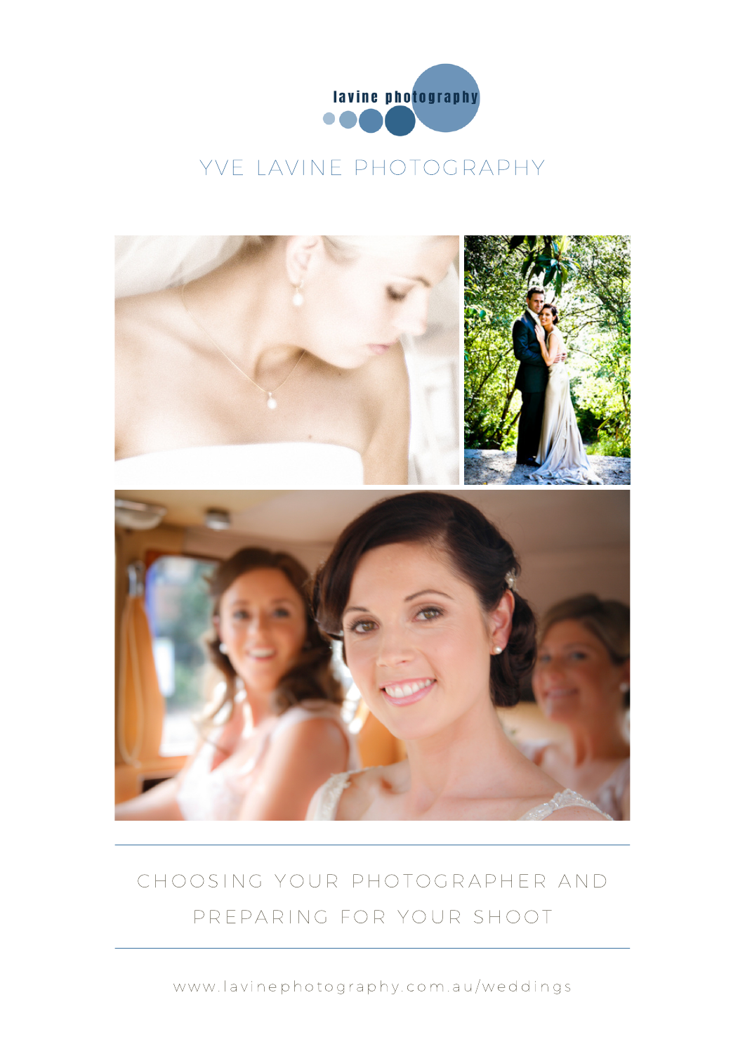lavine photography

# YVE LAVINE PHOTOGRAPHY

## CHOOSING YOUR PHOTOGRAPHER AND PREPARING FOR YOUR SHOOT

www.lavinephotography.com.au/weddings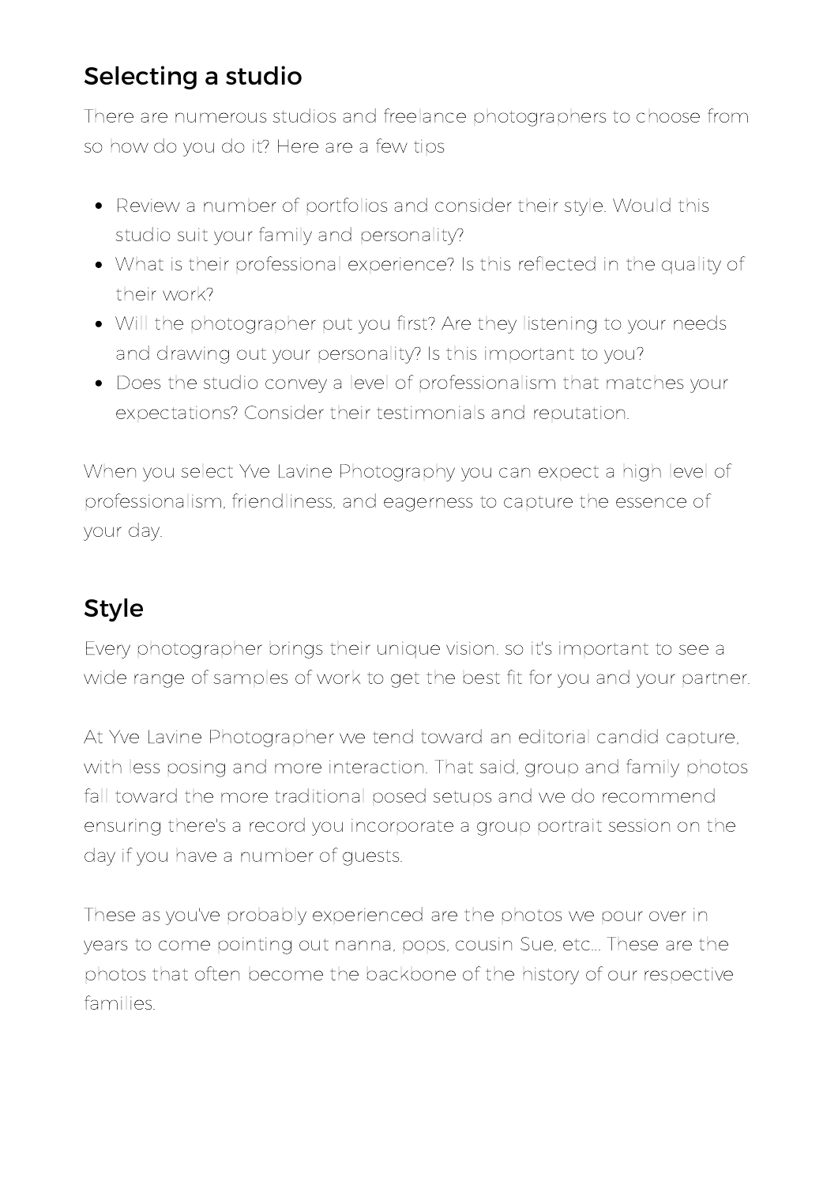## Selecting a studio

There are numerous studios and freelance photographers to choose from so how do you do it? Here are a few tips

- Review a number of portfolios and consider their style. Would this studio suit your family and personality?
- What is their professional experience? Is this reflected in the quality of their work?
- Will the photographer put you first? Are they listening to your needs and drawing out your personality? Is this important to you?
- Does the studio convey a level of professionalism that matches your expectations? Consider their testimonials and reputation.

When you select Yve Lavine Photography you can expect a high level of professionalism, friendliness, and eagerness to capture the essence of your day.

## Style

Every photographer brings their unique vision. so it's important to see a wide range of samples of work to get the best fit for you and your partner.

At Yve Lavine Photographer we tend toward an editorial candid capture, with less posing and more interaction. That said, group and family photos fall toward the more traditional posed setups and we do recommend ensuring there's a record you incorporate a group portrait session on the day if you have a number of guests.

These as you've probably experienced are the photos we pour over in years to come pointing out nanna, pops, cousin Sue, etc... These are the photos that often become the backbone of the history of our respective families.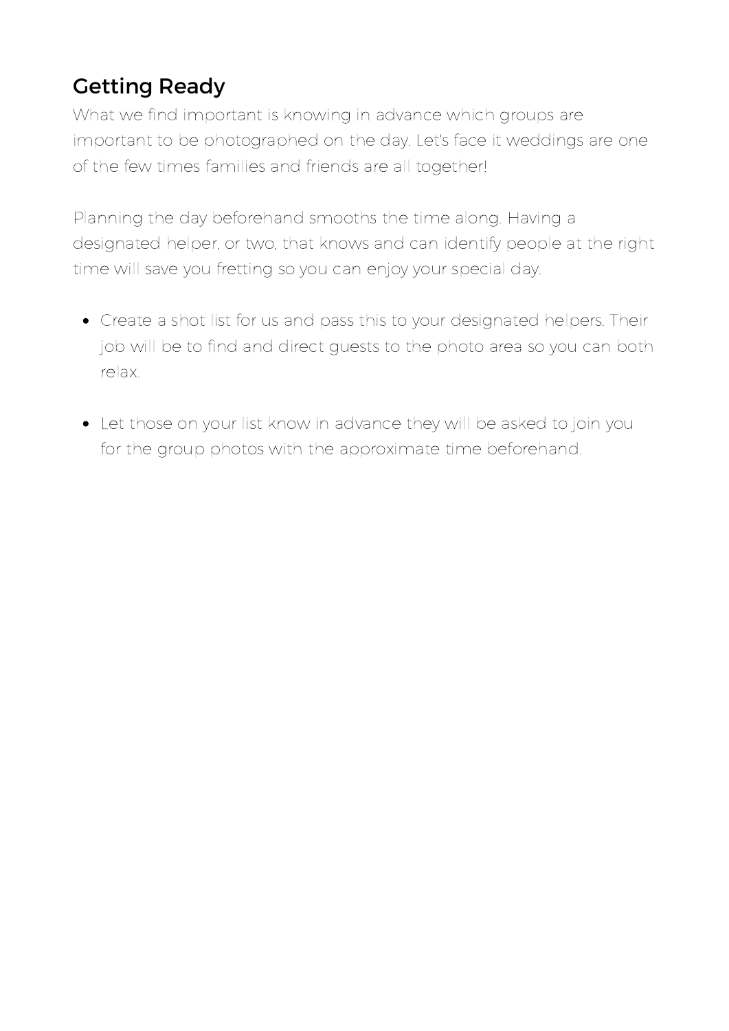## Getting Ready

What we find important is knowing in advance which groups are important to be photographed on the day. Let's face it weddings are one of the few times families and friends are all together!

Planning the day beforehand smooths the time along. Having a designated helper, or two, that knows and can identify people at the right time will save you fretting so you can enjoy your special day.

- Create a shot list for us and pass this to your designated helpers. Their job will be to find and direct guests to the photo area so you can both relax.

- Let those on your list know in advance they will be asked to join you for the group photos with the approximate time beforehand.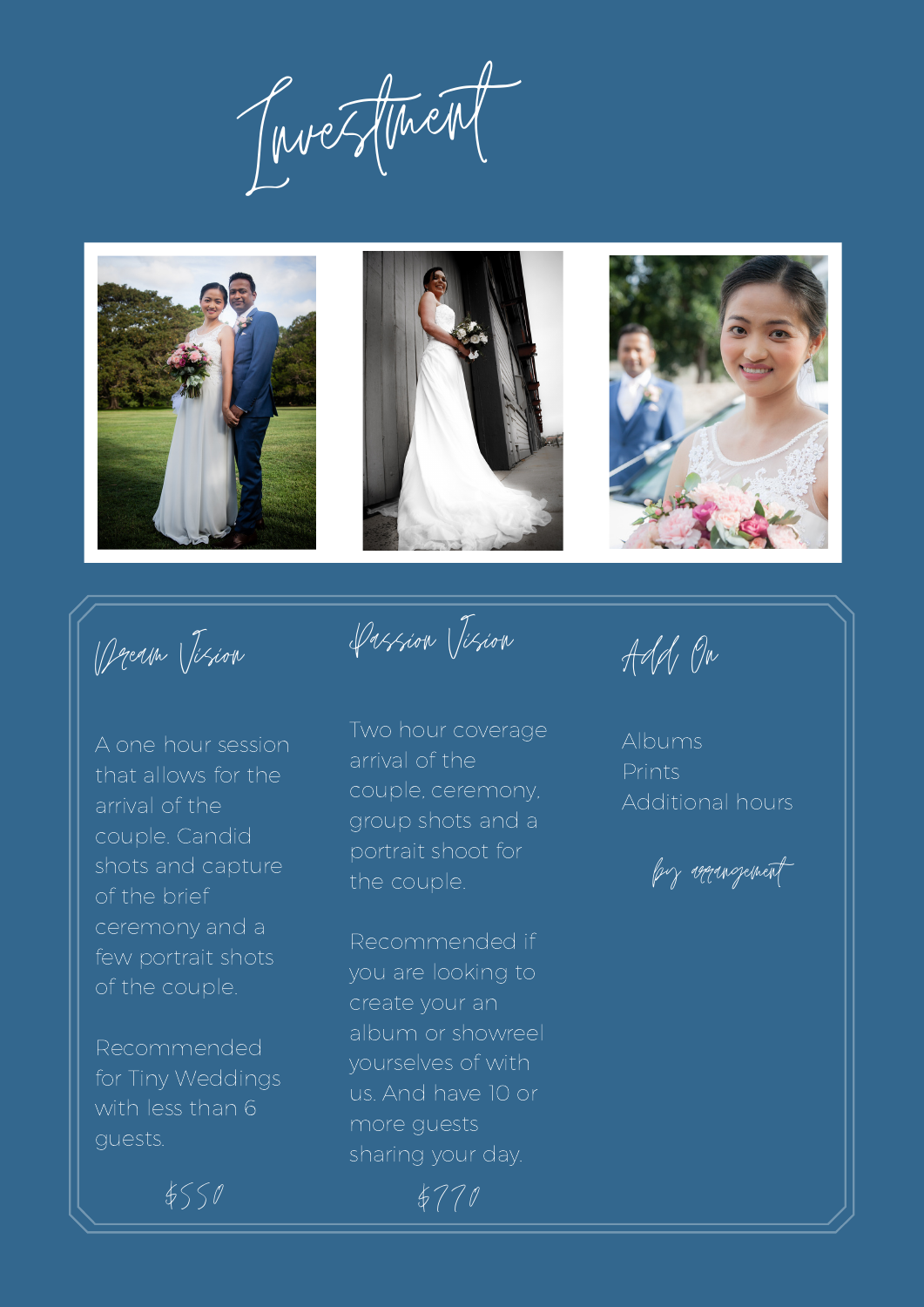# Investment

## Dream Vision

A one hour session that allows for the arrival of the couple. Candid shots and capture of the brief ceremony and a few portrait shots of the couple.

Recommended for Tiny Weddings with less than 6 guests.

$550

## Passion Vision

Two hour coverage arrival of the couple, ceremony, group shots and a portrait shoot for the couple.

Recommended if you are looking to create your an album or showreel yourselves of with us. And have 10 or more guests sharing your day.

$770

## Add On

Albums
Prints
Additional hours

by arrangement